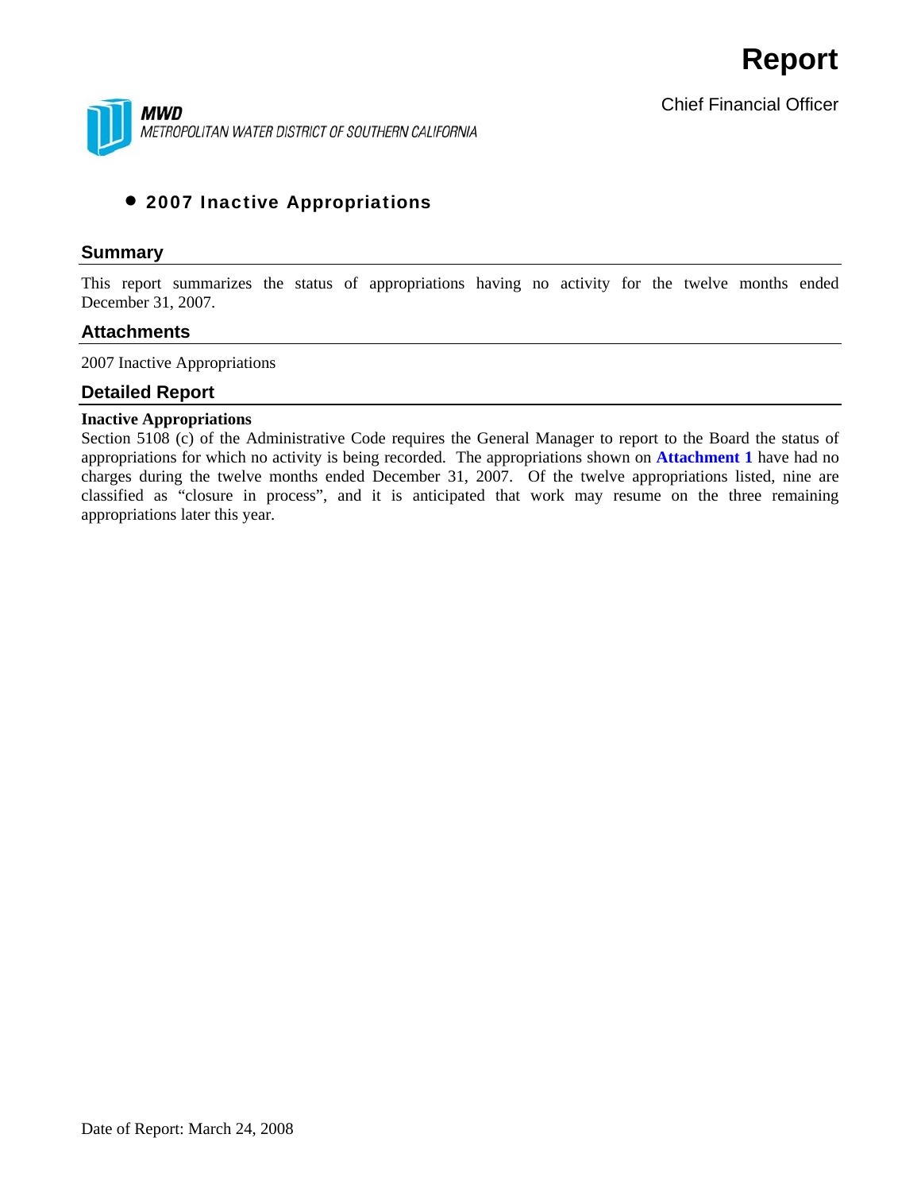# Report

Chief Financial Officer

**MWD**
*METROPOLITAN WATER DISTRICT OF SOUTHERN CALIFORNIA*

- **2007 Inactive Appropriations**

## Summary

This report summarizes the status of appropriations having no activity for the twelve months ended December 31, 2007.

## Attachments

2007 Inactive Appropriations

## Detailed Report

**Inactive Appropriations**

Section 5108 (c) of the Administrative Code requires the General Manager to report to the Board the status of appropriations for which no activity is being recorded. The appropriations shown on **Attachment 1** have had no charges during the twelve months ended December 31, 2007. Of the twelve appropriations listed, nine are classified as "closure in process", and it is anticipated that work may resume on the three remaining appropriations later this year.

Date of Report: March 24, 2008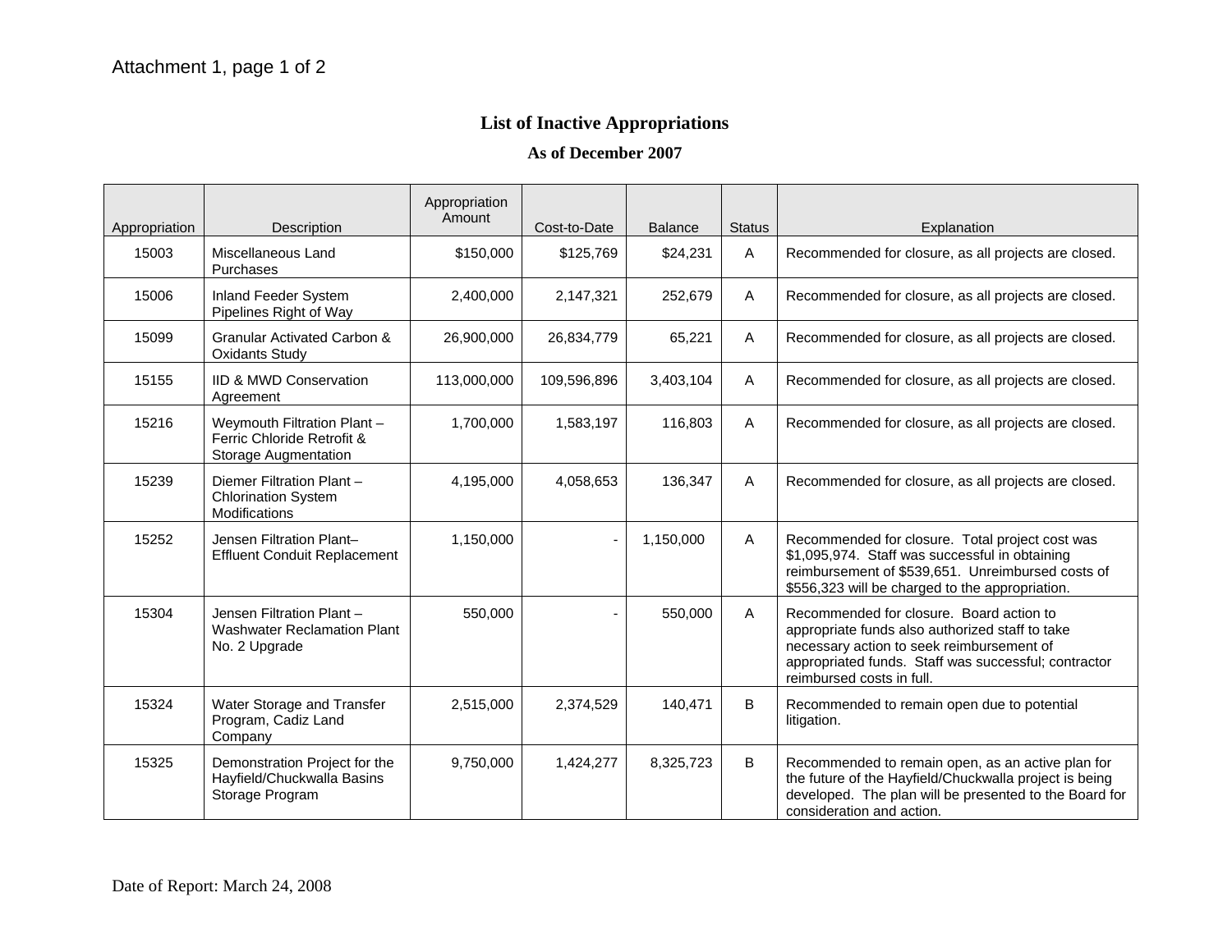Attachment 1, page 1 of 2

## List of Inactive Appropriations

### As of December 2007

| Appropriation | Description | Appropriation Amount | Cost-to-Date | Balance | Status | Explanation |
|---|---|---|---|---|---|---|
| 15003 | Miscellaneous Land Purchases | $150,000 | $125,769 | $24,231 | A | Recommended for closure, as all projects are closed. |
| 15006 | Inland Feeder System Pipelines Right of Way | 2,400,000 | 2,147,321 | 252,679 | A | Recommended for closure, as all projects are closed. |
| 15099 | Granular Activated Carbon & Oxidants Study | 26,900,000 | 26,834,779 | 65,221 | A | Recommended for closure, as all projects are closed. |
| 15155 | IID & MWD Conservation Agreement | 113,000,000 | 109,596,896 | 3,403,104 | A | Recommended for closure, as all projects are closed. |
| 15216 | Weymouth Filtration Plant – Ferric Chloride Retrofit & Storage Augmentation | 1,700,000 | 1,583,197 | 116,803 | A | Recommended for closure, as all projects are closed. |
| 15239 | Diemer Filtration Plant – Chlorination System Modifications | 4,195,000 | 4,058,653 | 136,347 | A | Recommended for closure, as all projects are closed. |
| 15252 | Jensen Filtration Plant– Effluent Conduit Replacement | 1,150,000 | - | 1,150,000 | A | Recommended for closure. Total project cost was $1,095,974. Staff was successful in obtaining reimbursement of $539,651. Unreimbursed costs of $556,323 will be charged to the appropriation. |
| 15304 | Jensen Filtration Plant – Washwater Reclamation Plant No. 2 Upgrade | 550,000 | - | 550,000 | A | Recommended for closure. Board action to appropriate funds also authorized staff to take necessary action to seek reimbursement of appropriated funds. Staff was successful; contractor reimbursed costs in full. |
| 15324 | Water Storage and Transfer Program, Cadiz Land Company | 2,515,000 | 2,374,529 | 140,471 | B | Recommended to remain open due to potential litigation. |
| 15325 | Demonstration Project for the Hayfield/Chuckwalla Basins Storage Program | 9,750,000 | 1,424,277 | 8,325,723 | B | Recommended to remain open, as an active plan for the future of the Hayfield/Chuckwalla project is being developed. The plan will be presented to the Board for consideration and action. |

Date of Report: March 24, 2008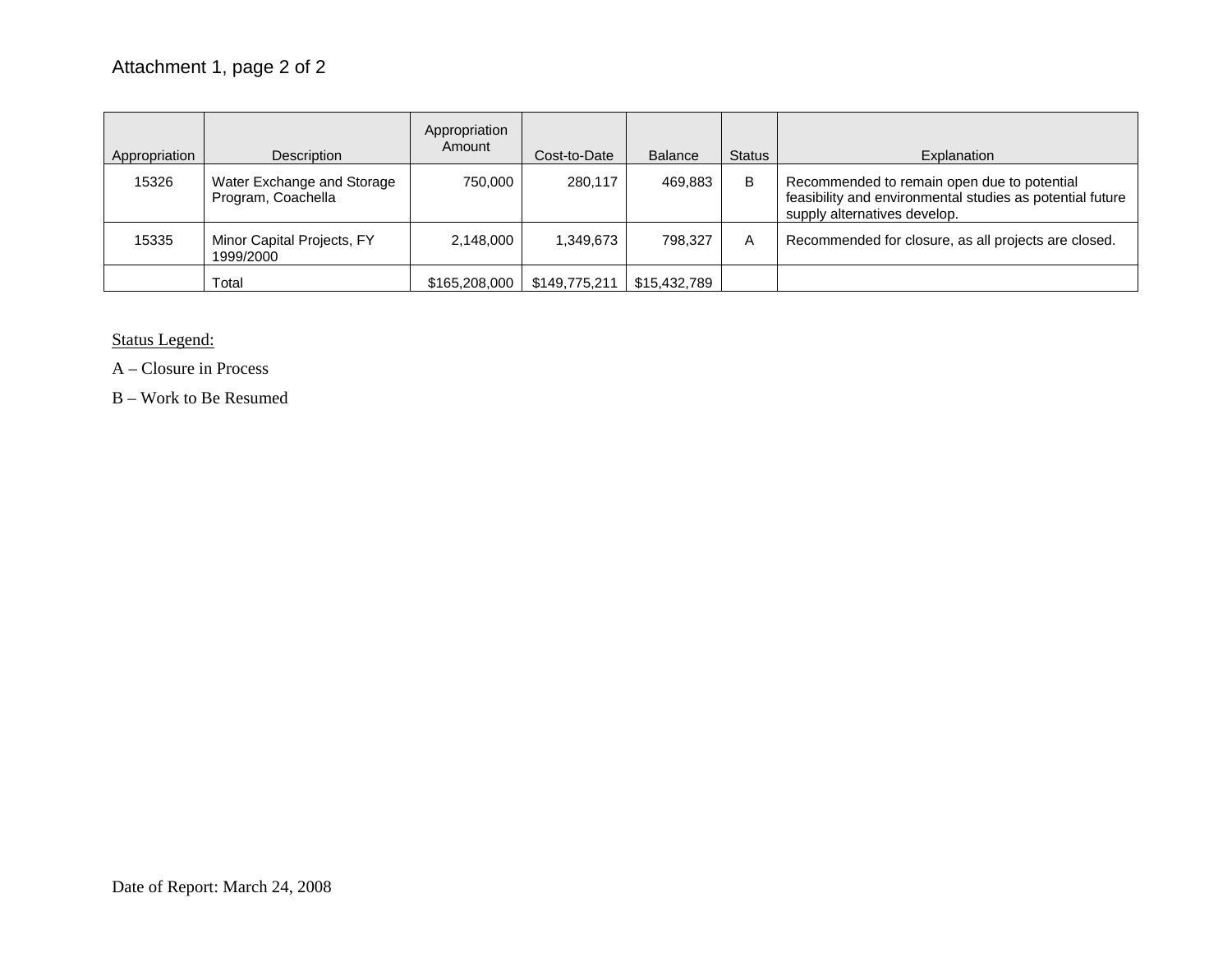Attachment 1, page 2 of 2

| Appropriation | Description | Appropriation Amount | Cost-to-Date | Balance | Status | Explanation |
|---|---|---|---|---|---|---|
| 15326 | Water Exchange and Storage Program, Coachella | 750,000 | 280,117 | 469,883 | B | Recommended to remain open due to potential feasibility and environmental studies as potential future supply alternatives develop. |
| 15335 | Minor Capital Projects, FY 1999/2000 | 2,148,000 | 1,349,673 | 798,327 | A | Recommended for closure, as all projects are closed. |
| | Total | $165,208,000 | $149,775,211 | $15,432,789 | | |

Status Legend:

A – Closure in Process

B – Work to Be Resumed

Date of Report: March 24, 2008